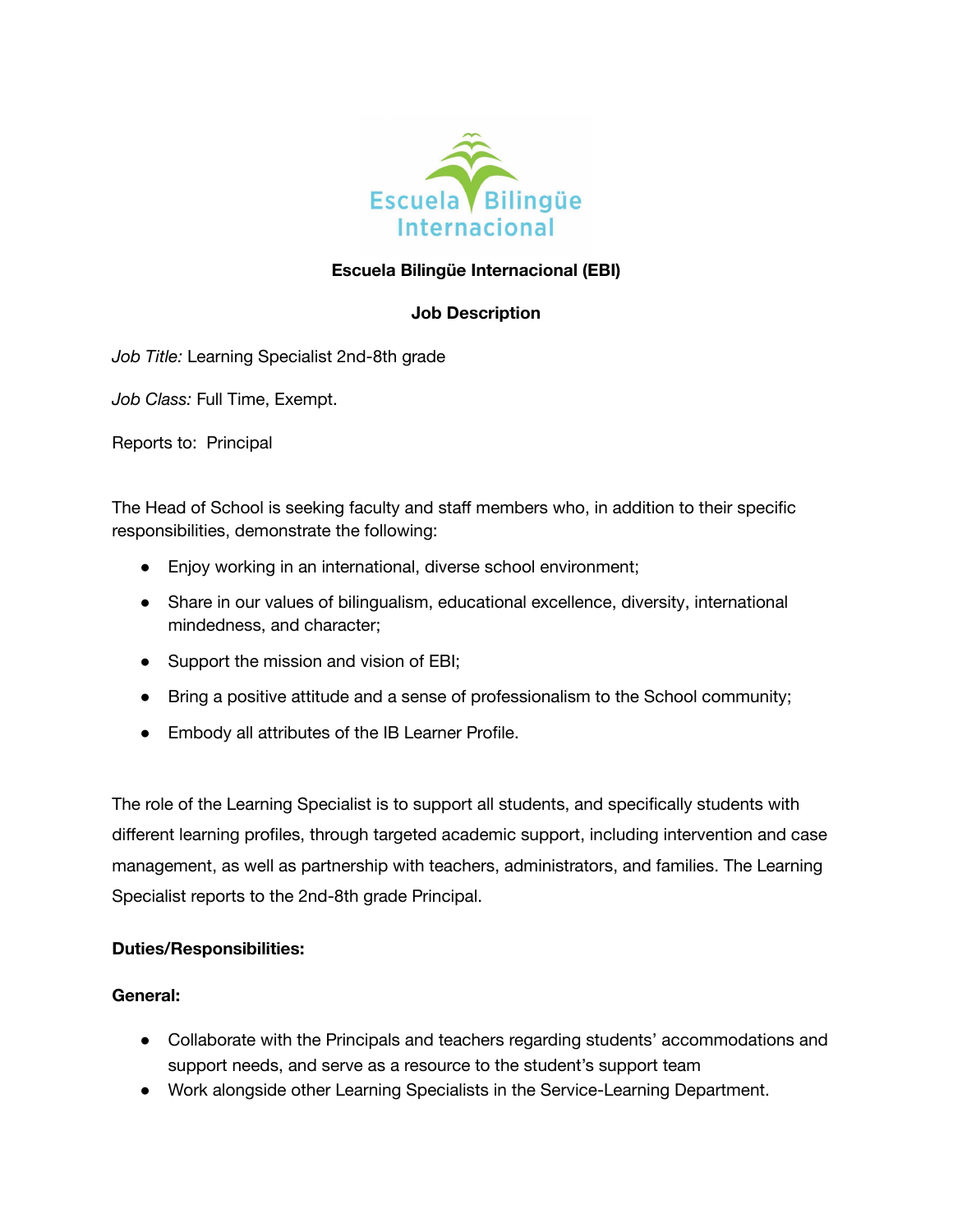Escuela Bilingüe Internacional

**Escuela Bilingüe Internacional (EBI)**

**Job Description**

*Job Title:* Learning Specialist 2nd-8th grade

*Job Class:* Full Time, Exempt.

Reports to: Principal

The Head of School is seeking faculty and staff members who, in addition to their specific responsibilities, demonstrate the following:

- Enjoy working in an international, diverse school environment;
- Share in our values of bilingualism, educational excellence, diversity, international mindedness, and character;
- Support the mission and vision of EBI;
- Bring a positive attitude and a sense of professionalism to the School community;
- Embody all attributes of the IB Learner Profile.

The role of the Learning Specialist is to support all students, and specifically students with different learning profiles, through targeted academic support, including intervention and case management, as well as partnership with teachers, administrators, and families. The Learning Specialist reports to the 2nd-8th grade Principal.

**Duties/Responsibilities:**

**General:**

- Collaborate with the Principals and teachers regarding students' accommodations and support needs, and serve as a resource to the student's support team
- Work alongside other Learning Specialists in the Service-Learning Department.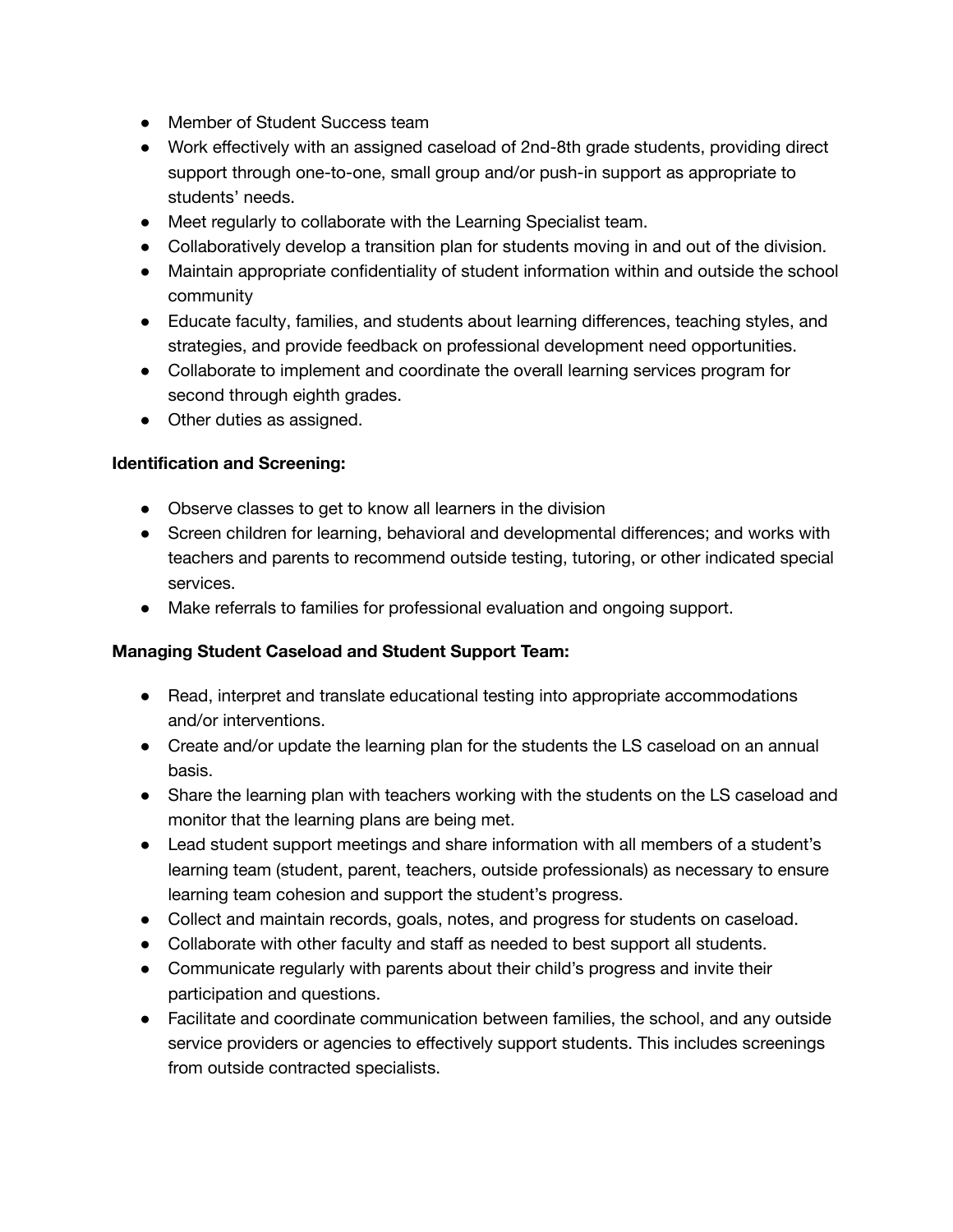- Member of Student Success team
- Work effectively with an assigned caseload of 2nd-8th grade students, providing direct support through one-to-one, small group and/or push-in support as appropriate to students' needs.
- Meet regularly to collaborate with the Learning Specialist team.
- Collaboratively develop a transition plan for students moving in and out of the division.
- Maintain appropriate confidentiality of student information within and outside the school community
- Educate faculty, families, and students about learning differences, teaching styles, and strategies, and provide feedback on professional development need opportunities.
- Collaborate to implement and coordinate the overall learning services program for second through eighth grades.
- Other duties as assigned.

**Identification and Screening:**

- Observe classes to get to know all learners in the division
- Screen children for learning, behavioral and developmental differences; and works with teachers and parents to recommend outside testing, tutoring, or other indicated special services.
- Make referrals to families for professional evaluation and ongoing support.

**Managing Student Caseload and Student Support Team:**

- Read, interpret and translate educational testing into appropriate accommodations and/or interventions.
- Create and/or update the learning plan for the students the LS caseload on an annual basis.
- Share the learning plan with teachers working with the students on the LS caseload and monitor that the learning plans are being met.
- Lead student support meetings and share information with all members of a student's learning team (student, parent, teachers, outside professionals) as necessary to ensure learning team cohesion and support the student's progress.
- Collect and maintain records, goals, notes, and progress for students on caseload.
- Collaborate with other faculty and staff as needed to best support all students.
- Communicate regularly with parents about their child's progress and invite their participation and questions.
- Facilitate and coordinate communication between families, the school, and any outside service providers or agencies to effectively support students. This includes screenings from outside contracted specialists.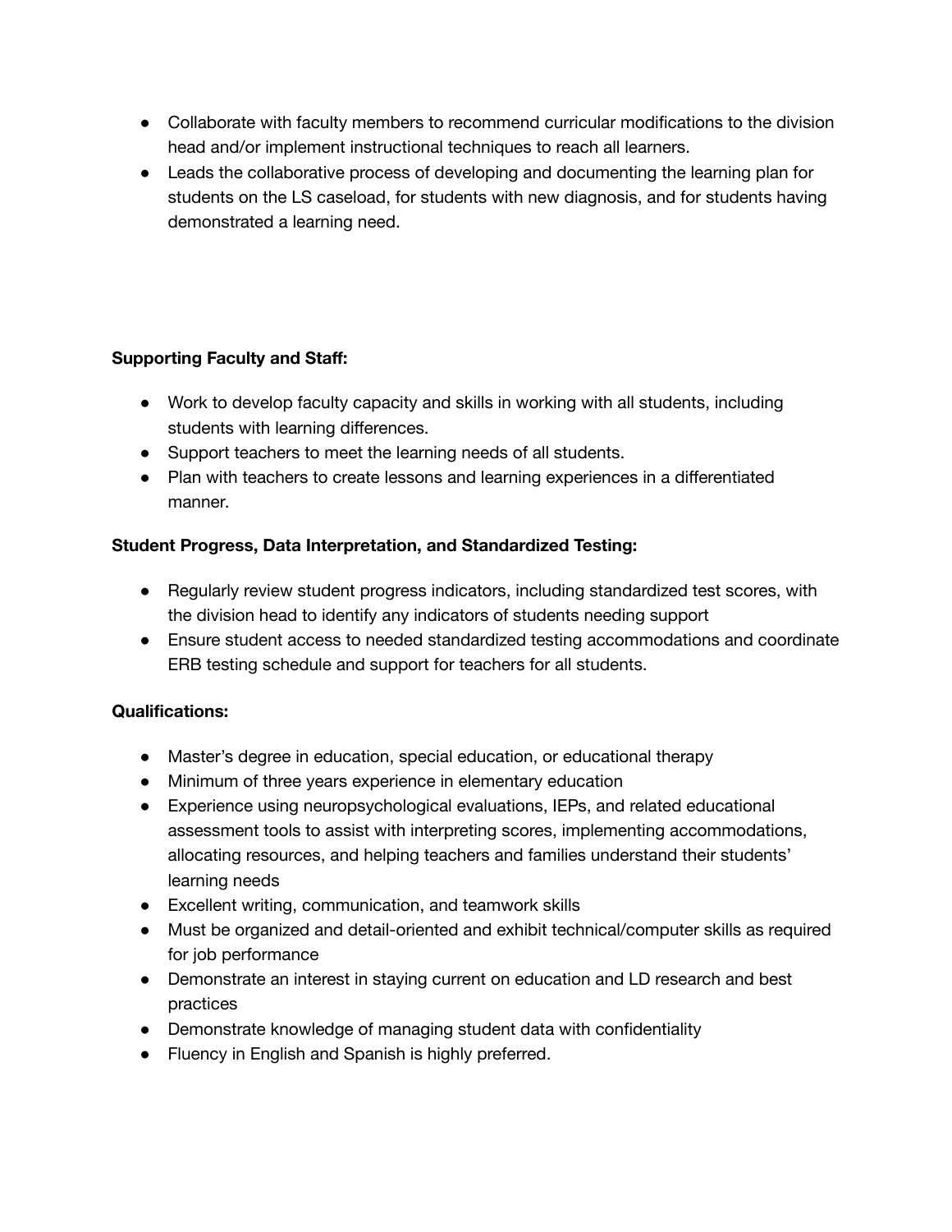- Collaborate with faculty members to recommend curricular modifications to the division head and/or implement instructional techniques to reach all learners.
- Leads the collaborative process of developing and documenting the learning plan for students on the LS caseload, for students with new diagnosis, and for students having demonstrated a learning need.

**Supporting Faculty and Staff:**

- Work to develop faculty capacity and skills in working with all students, including students with learning differences.
- Support teachers to meet the learning needs of all students.
- Plan with teachers to create lessons and learning experiences in a differentiated manner.

**Student Progress, Data Interpretation, and Standardized Testing:**

- Regularly review student progress indicators, including standardized test scores, with the division head to identify any indicators of students needing support
- Ensure student access to needed standardized testing accommodations and coordinate ERB testing schedule and support for teachers for all students.

**Qualifications:**

- Master's degree in education, special education, or educational therapy
- Minimum of three years experience in elementary education
- Experience using neuropsychological evaluations, IEPs, and related educational assessment tools to assist with interpreting scores, implementing accommodations, allocating resources, and helping teachers and families understand their students' learning needs
- Excellent writing, communication, and teamwork skills
- Must be organized and detail-oriented and exhibit technical/computer skills as required for job performance
- Demonstrate an interest in staying current on education and LD research and best practices
- Demonstrate knowledge of managing student data with confidentiality
- Fluency in English and Spanish is highly preferred.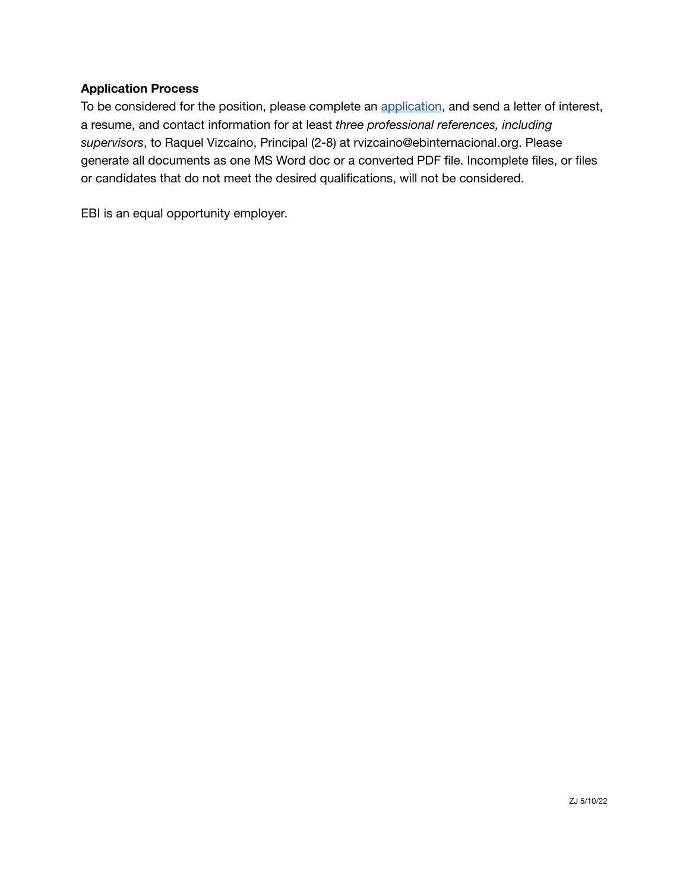**Application Process**

To be considered for the position, please complete an application, and send a letter of interest, a resume, and contact information for at least *three professional references, including supervisors*, to Raquel Vizcaíno, Principal (2-8) at rvizcaino@ebinternacional.org. Please generate all documents as one MS Word doc or a converted PDF file. Incomplete files, or files or candidates that do not meet the desired qualifications, will not be considered.

EBI is an equal opportunity employer.

ZJ 5/10/22